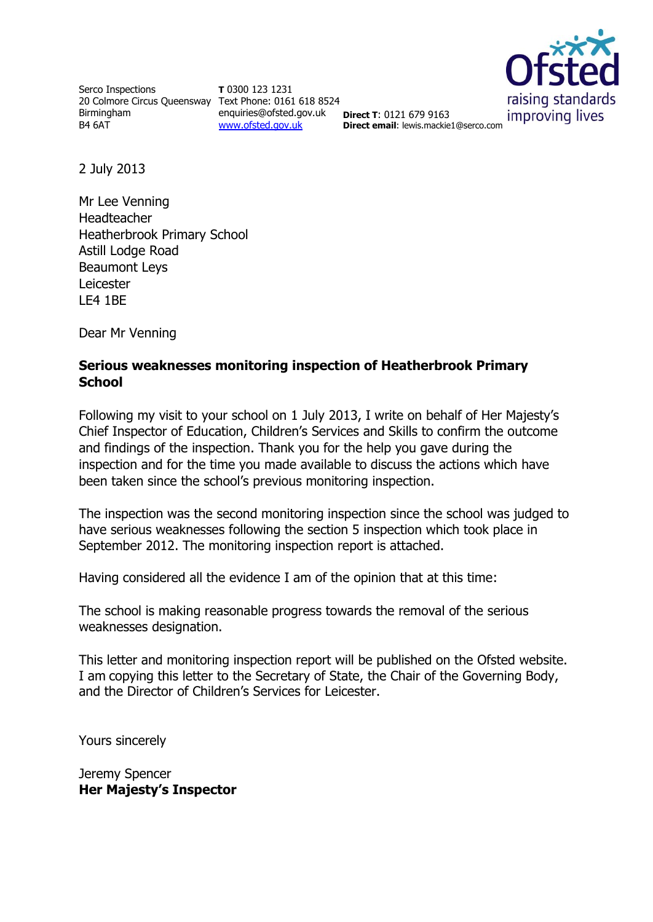Serco Inspections
20 Colmore Circus Queensway
Birmingham
B4 6AT

**T** 0300 123 1231
Text Phone: 0161 618 8524
enquiries@ofsted.gov.uk
www.ofsted.gov.uk

**Direct T**: 0121 679 9163
**Direct email**: lewis.mackie1@serco.com

Ofsted
raising standards
improving lives

2 July 2013

Mr Lee Venning
Headteacher
Heatherbrook Primary School
Astill Lodge Road
Beaumont Leys
Leicester
LE4 1BE

Dear Mr Venning

**Serious weaknesses monitoring inspection of Heatherbrook Primary School**

Following my visit to your school on 1 July 2013, I write on behalf of Her Majesty's Chief Inspector of Education, Children's Services and Skills to confirm the outcome and findings of the inspection. Thank you for the help you gave during the inspection and for the time you made available to discuss the actions which have been taken since the school's previous monitoring inspection.

The inspection was the second monitoring inspection since the school was judged to have serious weaknesses following the section 5 inspection which took place in September 2012. The monitoring inspection report is attached.

Having considered all the evidence I am of the opinion that at this time:

The school is making reasonable progress towards the removal of the serious weaknesses designation.

This letter and monitoring inspection report will be published on the Ofsted website. I am copying this letter to the Secretary of State, the Chair of the Governing Body, and the Director of Children's Services for Leicester.

Yours sincerely

Jeremy Spencer
**Her Majesty's Inspector**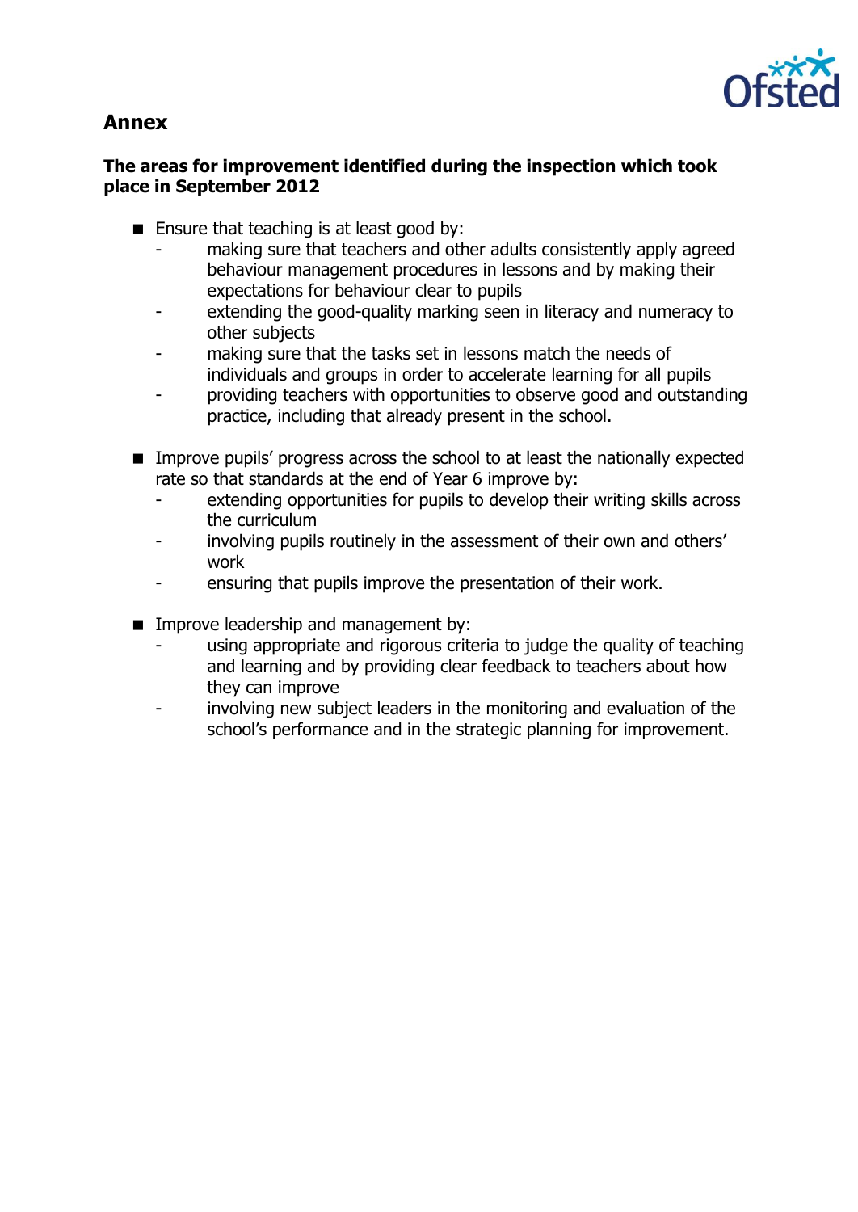## Annex

**The areas for improvement identified during the inspection which took place in September 2012**

- Ensure that teaching is at least good by:
  - making sure that teachers and other adults consistently apply agreed behaviour management procedures in lessons and by making their expectations for behaviour clear to pupils
  - extending the good-quality marking seen in literacy and numeracy to other subjects
  - making sure that the tasks set in lessons match the needs of individuals and groups in order to accelerate learning for all pupils
  - providing teachers with opportunities to observe good and outstanding practice, including that already present in the school.

- Improve pupils' progress across the school to at least the nationally expected rate so that standards at the end of Year 6 improve by:
  - extending opportunities for pupils to develop their writing skills across the curriculum
  - involving pupils routinely in the assessment of their own and others' work
  - ensuring that pupils improve the presentation of their work.

- Improve leadership and management by:
  - using appropriate and rigorous criteria to judge the quality of teaching and learning and by providing clear feedback to teachers about how they can improve
  - involving new subject leaders in the monitoring and evaluation of the school's performance and in the strategic planning for improvement.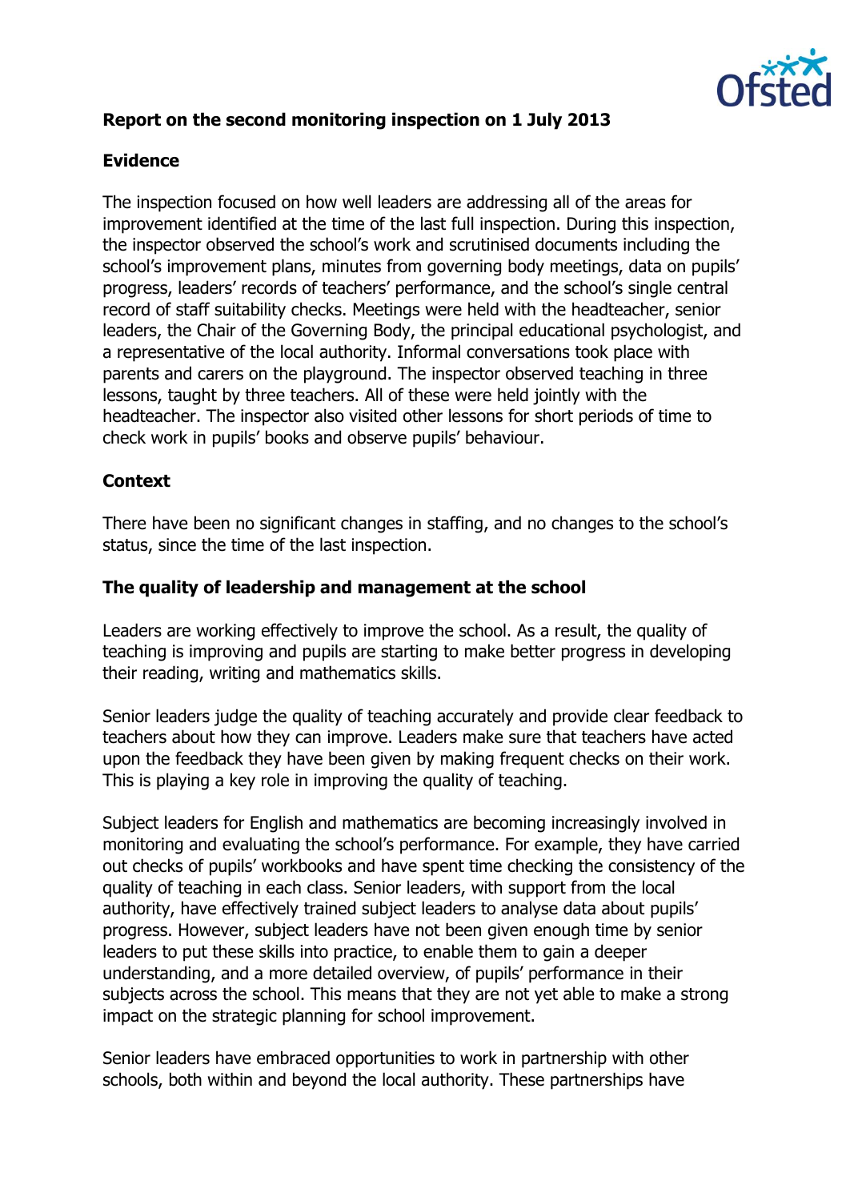**Report on the second monitoring inspection on 1 July 2013**

**Evidence**

The inspection focused on how well leaders are addressing all of the areas for improvement identified at the time of the last full inspection. During this inspection, the inspector observed the school's work and scrutinised documents including the school's improvement plans, minutes from governing body meetings, data on pupils' progress, leaders' records of teachers' performance, and the school's single central record of staff suitability checks. Meetings were held with the headteacher, senior leaders, the Chair of the Governing Body, the principal educational psychologist, and a representative of the local authority. Informal conversations took place with parents and carers on the playground. The inspector observed teaching in three lessons, taught by three teachers. All of these were held jointly with the headteacher. The inspector also visited other lessons for short periods of time to check work in pupils' books and observe pupils' behaviour.

**Context**

There have been no significant changes in staffing, and no changes to the school's status, since the time of the last inspection.

**The quality of leadership and management at the school**

Leaders are working effectively to improve the school. As a result, the quality of teaching is improving and pupils are starting to make better progress in developing their reading, writing and mathematics skills.

Senior leaders judge the quality of teaching accurately and provide clear feedback to teachers about how they can improve. Leaders make sure that teachers have acted upon the feedback they have been given by making frequent checks on their work. This is playing a key role in improving the quality of teaching.

Subject leaders for English and mathematics are becoming increasingly involved in monitoring and evaluating the school's performance. For example, they have carried out checks of pupils' workbooks and have spent time checking the consistency of the quality of teaching in each class. Senior leaders, with support from the local authority, have effectively trained subject leaders to analyse data about pupils' progress. However, subject leaders have not been given enough time by senior leaders to put these skills into practice, to enable them to gain a deeper understanding, and a more detailed overview, of pupils' performance in their subjects across the school. This means that they are not yet able to make a strong impact on the strategic planning for school improvement.

Senior leaders have embraced opportunities to work in partnership with other schools, both within and beyond the local authority. These partnerships have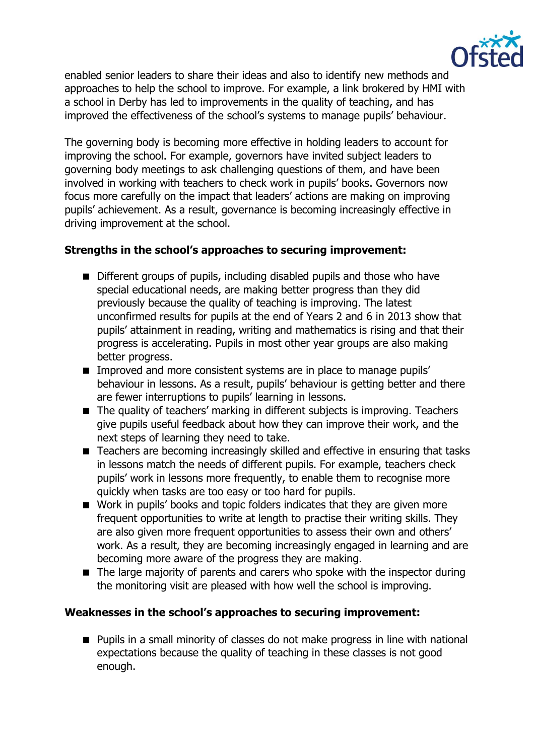enabled senior leaders to share their ideas and also to identify new methods and approaches to help the school to improve. For example, a link brokered by HMI with a school in Derby has led to improvements in the quality of teaching, and has improved the effectiveness of the school's systems to manage pupils' behaviour.

The governing body is becoming more effective in holding leaders to account for improving the school. For example, governors have invited subject leaders to governing body meetings to ask challenging questions of them, and have been involved in working with teachers to check work in pupils' books. Governors now focus more carefully on the impact that leaders' actions are making on improving pupils' achievement. As a result, governance is becoming increasingly effective in driving improvement at the school.

**Strengths in the school's approaches to securing improvement:**

- Different groups of pupils, including disabled pupils and those who have special educational needs, are making better progress than they did previously because the quality of teaching is improving. The latest unconfirmed results for pupils at the end of Years 2 and 6 in 2013 show that pupils' attainment in reading, writing and mathematics is rising and that their progress is accelerating. Pupils in most other year groups are also making better progress.
- Improved and more consistent systems are in place to manage pupils' behaviour in lessons. As a result, pupils' behaviour is getting better and there are fewer interruptions to pupils' learning in lessons.
- The quality of teachers' marking in different subjects is improving. Teachers give pupils useful feedback about how they can improve their work, and the next steps of learning they need to take.
- Teachers are becoming increasingly skilled and effective in ensuring that tasks in lessons match the needs of different pupils. For example, teachers check pupils' work in lessons more frequently, to enable them to recognise more quickly when tasks are too easy or too hard for pupils.
- Work in pupils' books and topic folders indicates that they are given more frequent opportunities to write at length to practise their writing skills. They are also given more frequent opportunities to assess their own and others' work. As a result, they are becoming increasingly engaged in learning and are becoming more aware of the progress they are making.
- The large majority of parents and carers who spoke with the inspector during the monitoring visit are pleased with how well the school is improving.

**Weaknesses in the school's approaches to securing improvement:**

- Pupils in a small minority of classes do not make progress in line with national expectations because the quality of teaching in these classes is not good enough.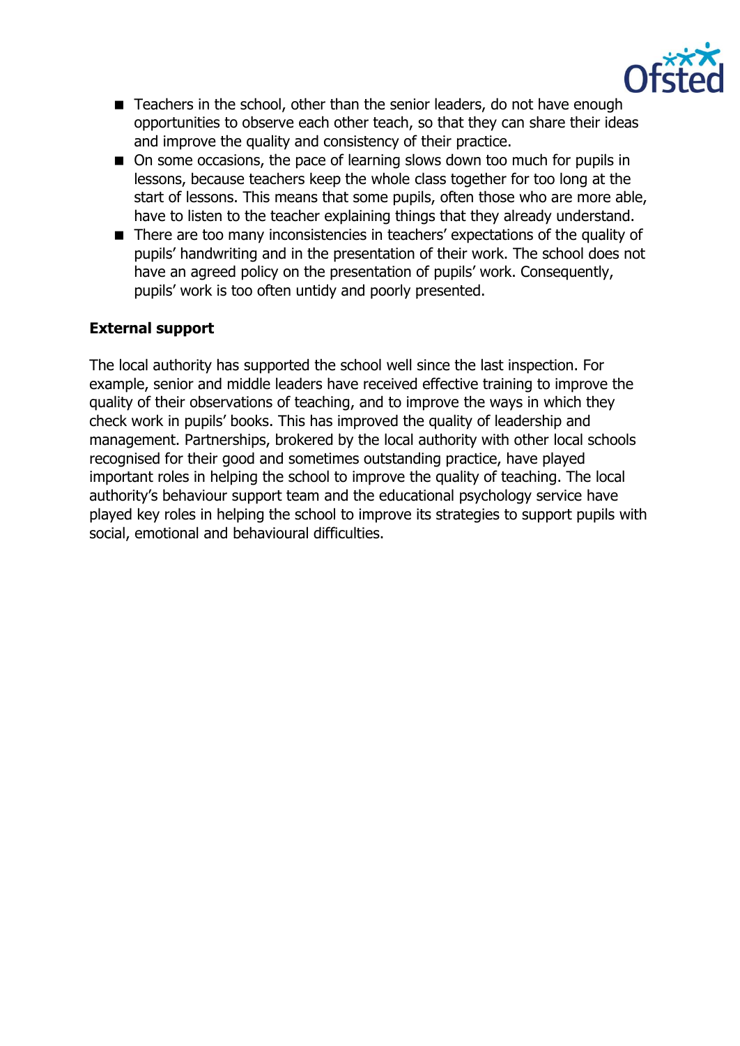- Teachers in the school, other than the senior leaders, do not have enough opportunities to observe each other teach, so that they can share their ideas and improve the quality and consistency of their practice.
- On some occasions, the pace of learning slows down too much for pupils in lessons, because teachers keep the whole class together for too long at the start of lessons. This means that some pupils, often those who are more able, have to listen to the teacher explaining things that they already understand.
- There are too many inconsistencies in teachers' expectations of the quality of pupils' handwriting and in the presentation of their work. The school does not have an agreed policy on the presentation of pupils' work. Consequently, pupils' work is too often untidy and poorly presented.

**External support**

The local authority has supported the school well since the last inspection. For example, senior and middle leaders have received effective training to improve the quality of their observations of teaching, and to improve the ways in which they check work in pupils' books. This has improved the quality of leadership and management. Partnerships, brokered by the local authority with other local schools recognised for their good and sometimes outstanding practice, have played important roles in helping the school to improve the quality of teaching. The local authority's behaviour support team and the educational psychology service have played key roles in helping the school to improve its strategies to support pupils with social, emotional and behavioural difficulties.